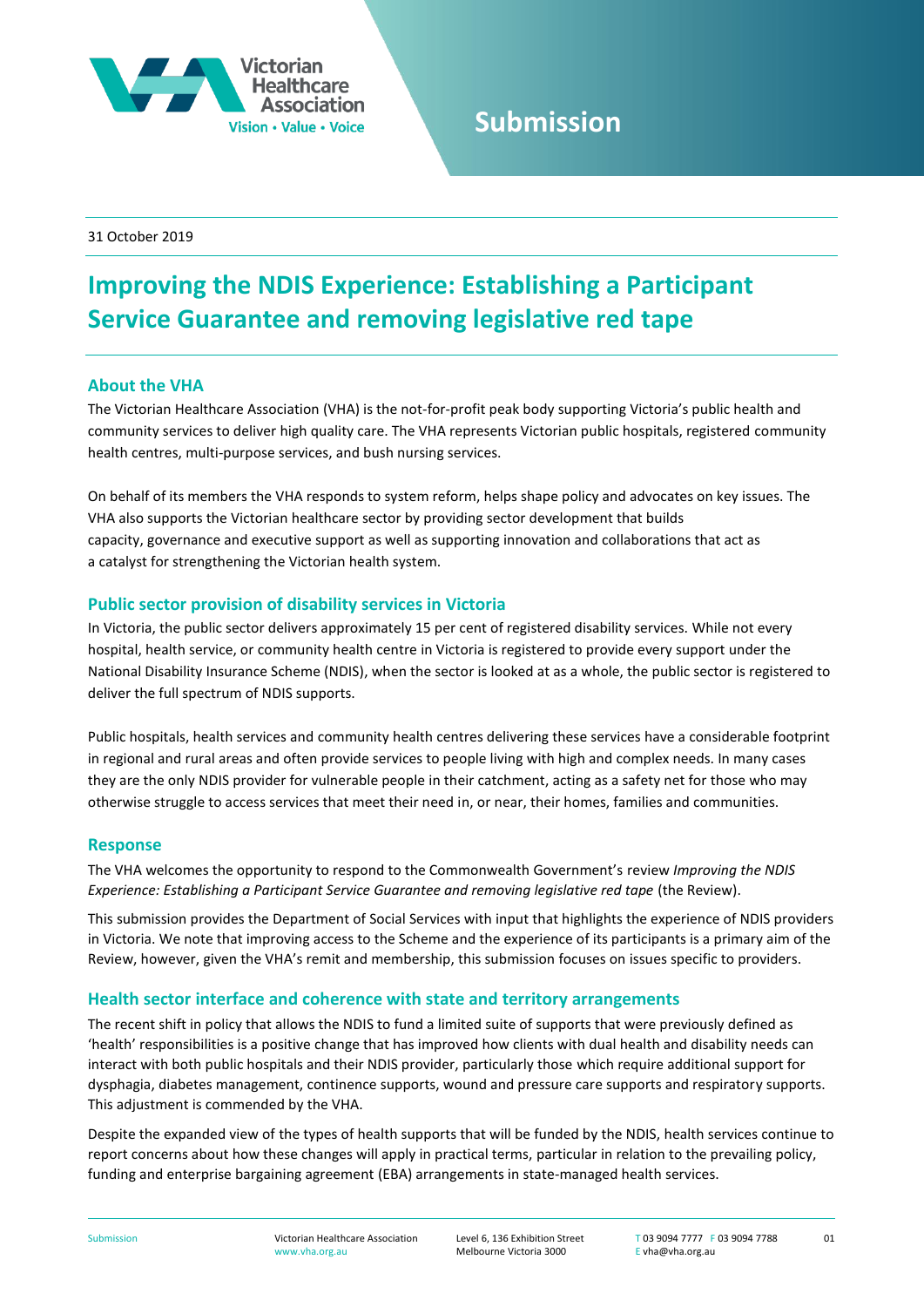Submission

31 October 2019

# Improving the NDIS Experience: Establishing a Participant Service Guarantee and removing legislative red tape

## About the VHA

The Victorian Healthcare Association (VHA) is the not-for-profit peak body supporting Victoria's public health and community services to deliver high quality care. The VHA represents Victorian public hospitals, registered community health centres, multi-purpose services, and bush nursing services.

On behalf of its members the VHA responds to system reform, helps shape policy and advocates on key issues. The VHA also supports the Victorian healthcare sector by providing sector development that builds capacity, governance and executive support as well as supporting innovation and collaborations that act as a catalyst for strengthening the Victorian health system.

## Public sector provision of disability services in Victoria

In Victoria, the public sector delivers approximately 15 per cent of registered disability services. While not every hospital, health service, or community health centre in Victoria is registered to provide every support under the National Disability Insurance Scheme (NDIS), when the sector is looked at as a whole, the public sector is registered to deliver the full spectrum of NDIS supports.

Public hospitals, health services and community health centres delivering these services have a considerable footprint in regional and rural areas and often provide services to people living with high and complex needs. In many cases they are the only NDIS provider for vulnerable people in their catchment, acting as a safety net for those who may otherwise struggle to access services that meet their need in, or near, their homes, families and communities.

## Response

The VHA welcomes the opportunity to respond to the Commonwealth Government's review *Improving the NDIS Experience: Establishing a Participant Service Guarantee and removing legislative red tape* (the Review).

This submission provides the Department of Social Services with input that highlights the experience of NDIS providers in Victoria. We note that improving access to the Scheme and the experience of its participants is a primary aim of the Review, however, given the VHA's remit and membership, this submission focuses on issues specific to providers.

## Health sector interface and coherence with state and territory arrangements

The recent shift in policy that allows the NDIS to fund a limited suite of supports that were previously defined as 'health' responsibilities is a positive change that has improved how clients with dual health and disability needs can interact with both public hospitals and their NDIS provider, particularly those which require additional support for dysphagia, diabetes management, continence supports, wound and pressure care supports and respiratory supports. This adjustment is commended by the VHA.

Despite the expanded view of the types of health supports that will be funded by the NDIS, health services continue to report concerns about how these changes will apply in practical terms, particular in relation to the prevailing policy, funding and enterprise bargaining agreement (EBA) arrangements in state-managed health services.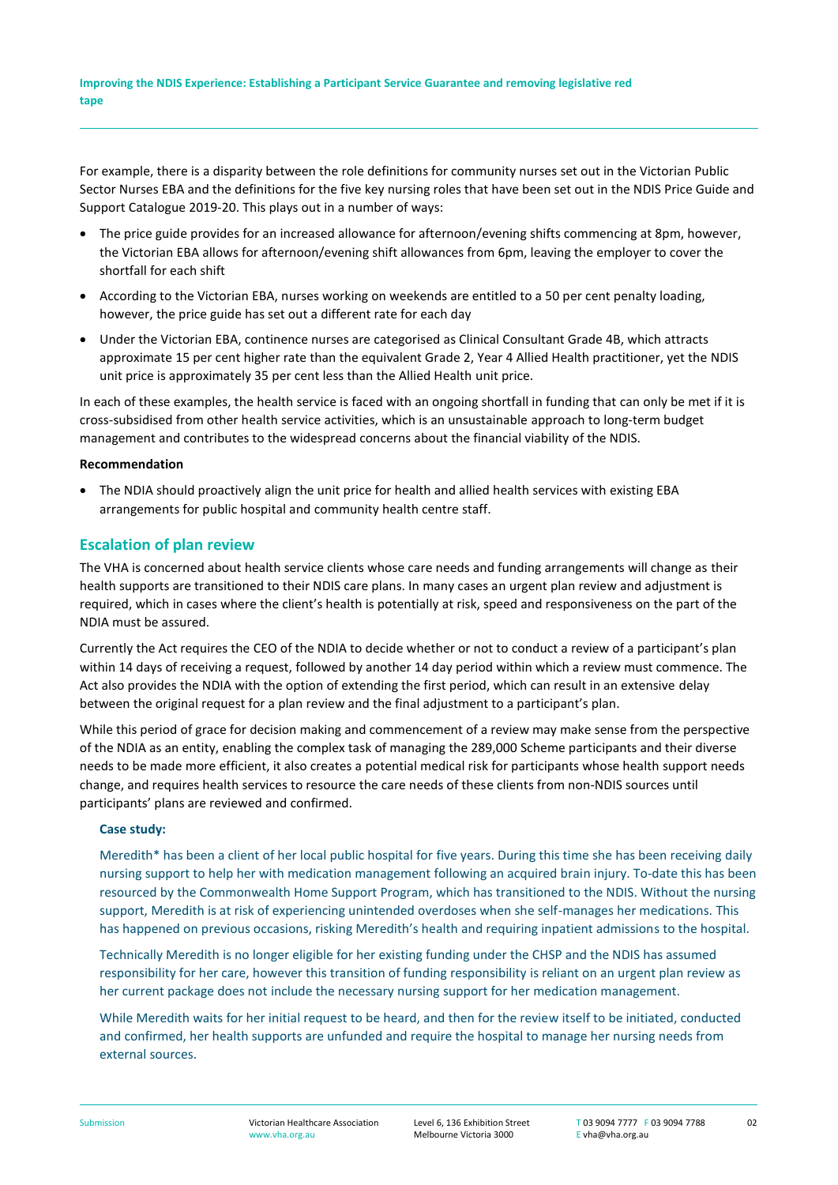For example, there is a disparity between the role definitions for community nurses set out in the Victorian Public Sector Nurses EBA and the definitions for the five key nursing roles that have been set out in the NDIS Price Guide and Support Catalogue 2019-20. This plays out in a number of ways:

- The price guide provides for an increased allowance for afternoon/evening shifts commencing at 8pm, however, the Victorian EBA allows for afternoon/evening shift allowances from 6pm, leaving the employer to cover the shortfall for each shift
- According to the Victorian EBA, nurses working on weekends are entitled to a 50 per cent penalty loading, however, the price guide has set out a different rate for each day
- Under the Victorian EBA, continence nurses are categorised as Clinical Consultant Grade 4B, which attracts approximate 15 per cent higher rate than the equivalent Grade 2, Year 4 Allied Health practitioner, yet the NDIS unit price is approximately 35 per cent less than the Allied Health unit price.

In each of these examples, the health service is faced with an ongoing shortfall in funding that can only be met if it is cross-subsidised from other health service activities, which is an unsustainable approach to long-term budget management and contributes to the widespread concerns about the financial viability of the NDIS.

**Recommendation**

- The NDIA should proactively align the unit price for health and allied health services with existing EBA arrangements for public hospital and community health centre staff.

## Escalation of plan review

The VHA is concerned about health service clients whose care needs and funding arrangements will change as their health supports are transitioned to their NDIS care plans. In many cases an urgent plan review and adjustment is required, which in cases where the client's health is potentially at risk, speed and responsiveness on the part of the NDIA must be assured.

Currently the Act requires the CEO of the NDIA to decide whether or not to conduct a review of a participant's plan within 14 days of receiving a request, followed by another 14 day period within which a review must commence. The Act also provides the NDIA with the option of extending the first period, which can result in an extensive delay between the original request for a plan review and the final adjustment to a participant's plan.

While this period of grace for decision making and commencement of a review may make sense from the perspective of the NDIA as an entity, enabling the complex task of managing the 289,000 Scheme participants and their diverse needs to be made more efficient, it also creates a potential medical risk for participants whose health support needs change, and requires health services to resource the care needs of these clients from non-NDIS sources until participants' plans are reviewed and confirmed.

**Case study:**

Meredith* has been a client of her local public hospital for five years. During this time she has been receiving daily nursing support to help her with medication management following an acquired brain injury. To-date this has been resourced by the Commonwealth Home Support Program, which has transitioned to the NDIS. Without the nursing support, Meredith is at risk of experiencing unintended overdoses when she self-manages her medications. This has happened on previous occasions, risking Meredith's health and requiring inpatient admissions to the hospital.

Technically Meredith is no longer eligible for her existing funding under the CHSP and the NDIS has assumed responsibility for her care, however this transition of funding responsibility is reliant on an urgent plan review as her current package does not include the necessary nursing support for her medication management.

While Meredith waits for her initial request to be heard, and then for the review itself to be initiated, conducted and confirmed, her health supports are unfunded and require the hospital to manage her nursing needs from external sources.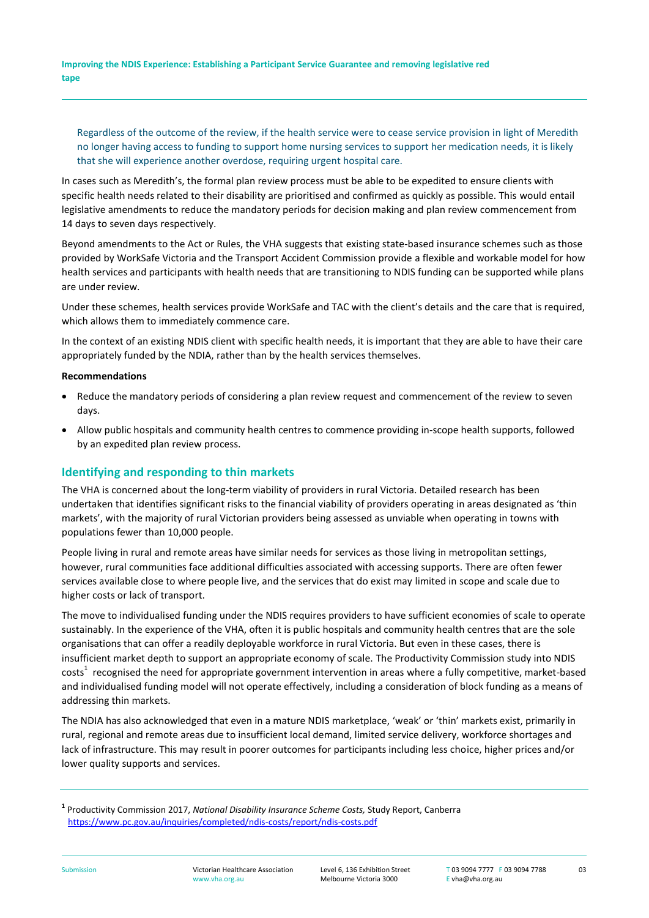Regardless of the outcome of the review, if the health service were to cease service provision in light of Meredith no longer having access to funding to support home nursing services to support her medication needs, it is likely that she will experience another overdose, requiring urgent hospital care.

In cases such as Meredith's, the formal plan review process must be able to be expedited to ensure clients with specific health needs related to their disability are prioritised and confirmed as quickly as possible. This would entail legislative amendments to reduce the mandatory periods for decision making and plan review commencement from 14 days to seven days respectively.

Beyond amendments to the Act or Rules, the VHA suggests that existing state-based insurance schemes such as those provided by WorkSafe Victoria and the Transport Accident Commission provide a flexible and workable model for how health services and participants with health needs that are transitioning to NDIS funding can be supported while plans are under review.

Under these schemes, health services provide WorkSafe and TAC with the client's details and the care that is required, which allows them to immediately commence care.

In the context of an existing NDIS client with specific health needs, it is important that they are able to have their care appropriately funded by the NDIA, rather than by the health services themselves.

**Recommendations**

- Reduce the mandatory periods of considering a plan review request and commencement of the review to seven days.
- Allow public hospitals and community health centres to commence providing in-scope health supports, followed by an expedited plan review process.

## Identifying and responding to thin markets

The VHA is concerned about the long-term viability of providers in rural Victoria. Detailed research has been undertaken that identifies significant risks to the financial viability of providers operating in areas designated as 'thin markets', with the majority of rural Victorian providers being assessed as unviable when operating in towns with populations fewer than 10,000 people.

People living in rural and remote areas have similar needs for services as those living in metropolitan settings, however, rural communities face additional difficulties associated with accessing supports. There are often fewer services available close to where people live, and the services that do exist may limited in scope and scale due to higher costs or lack of transport.

The move to individualised funding under the NDIS requires providers to have sufficient economies of scale to operate sustainably. In the experience of the VHA, often it is public hospitals and community health centres that are the sole organisations that can offer a readily deployable workforce in rural Victoria. But even in these cases, there is insufficient market depth to support an appropriate economy of scale. The Productivity Commission study into NDIS costs[1] recognised the need for appropriate government intervention in areas where a fully competitive, market-based and individualised funding model will not operate effectively, including a consideration of block funding as a means of addressing thin markets.

The NDIA has also acknowledged that even in a mature NDIS marketplace, 'weak' or 'thin' markets exist, primarily in rural, regional and remote areas due to insufficient local demand, limited service delivery, workforce shortages and lack of infrastructure. This may result in poorer outcomes for participants including less choice, higher prices and/or lower quality supports and services.

---

[1] Productivity Commission 2017, *National Disability Insurance Scheme Costs,* Study Report, Canberra https://www.pc.gov.au/inquiries/completed/ndis-costs/report/ndis-costs.pdf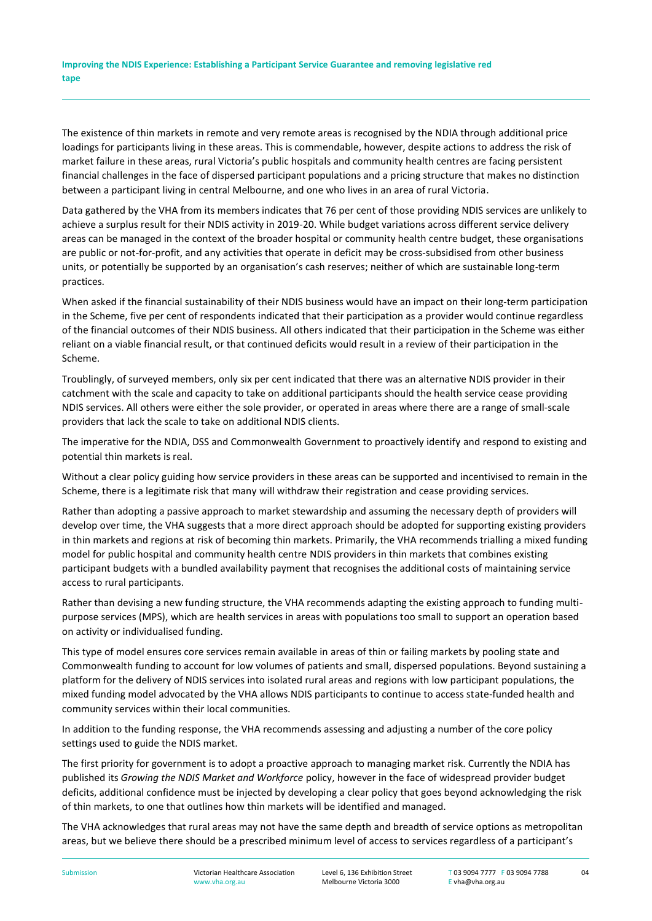The existence of thin markets in remote and very remote areas is recognised by the NDIA through additional price loadings for participants living in these areas. This is commendable, however, despite actions to address the risk of market failure in these areas, rural Victoria's public hospitals and community health centres are facing persistent financial challenges in the face of dispersed participant populations and a pricing structure that makes no distinction between a participant living in central Melbourne, and one who lives in an area of rural Victoria.

Data gathered by the VHA from its members indicates that 76 per cent of those providing NDIS services are unlikely to achieve a surplus result for their NDIS activity in 2019-20. While budget variations across different service delivery areas can be managed in the context of the broader hospital or community health centre budget, these organisations are public or not-for-profit, and any activities that operate in deficit may be cross-subsidised from other business units, or potentially be supported by an organisation's cash reserves; neither of which are sustainable long-term practices.

When asked if the financial sustainability of their NDIS business would have an impact on their long-term participation in the Scheme, five per cent of respondents indicated that their participation as a provider would continue regardless of the financial outcomes of their NDIS business. All others indicated that their participation in the Scheme was either reliant on a viable financial result, or that continued deficits would result in a review of their participation in the Scheme.

Troublingly, of surveyed members, only six per cent indicated that there was an alternative NDIS provider in their catchment with the scale and capacity to take on additional participants should the health service cease providing NDIS services. All others were either the sole provider, or operated in areas where there are a range of small-scale providers that lack the scale to take on additional NDIS clients.

The imperative for the NDIA, DSS and Commonwealth Government to proactively identify and respond to existing and potential thin markets is real.

Without a clear policy guiding how service providers in these areas can be supported and incentivised to remain in the Scheme, there is a legitimate risk that many will withdraw their registration and cease providing services.

Rather than adopting a passive approach to market stewardship and assuming the necessary depth of providers will develop over time, the VHA suggests that a more direct approach should be adopted for supporting existing providers in thin markets and regions at risk of becoming thin markets. Primarily, the VHA recommends trialling a mixed funding model for public hospital and community health centre NDIS providers in thin markets that combines existing participant budgets with a bundled availability payment that recognises the additional costs of maintaining service access to rural participants.

Rather than devising a new funding structure, the VHA recommends adapting the existing approach to funding multi-purpose services (MPS), which are health services in areas with populations too small to support an operation based on activity or individualised funding.

This type of model ensures core services remain available in areas of thin or failing markets by pooling state and Commonwealth funding to account for low volumes of patients and small, dispersed populations. Beyond sustaining a platform for the delivery of NDIS services into isolated rural areas and regions with low participant populations, the mixed funding model advocated by the VHA allows NDIS participants to continue to access state-funded health and community services within their local communities.

In addition to the funding response, the VHA recommends assessing and adjusting a number of the core policy settings used to guide the NDIS market.

The first priority for government is to adopt a proactive approach to managing market risk. Currently the NDIA has published its *Growing the NDIS Market and Workforce* policy, however in the face of widespread provider budget deficits, additional confidence must be injected by developing a clear policy that goes beyond acknowledging the risk of thin markets, to one that outlines how thin markets will be identified and managed.

The VHA acknowledges that rural areas may not have the same depth and breadth of service options as metropolitan areas, but we believe there should be a prescribed minimum level of access to services regardless of a participant's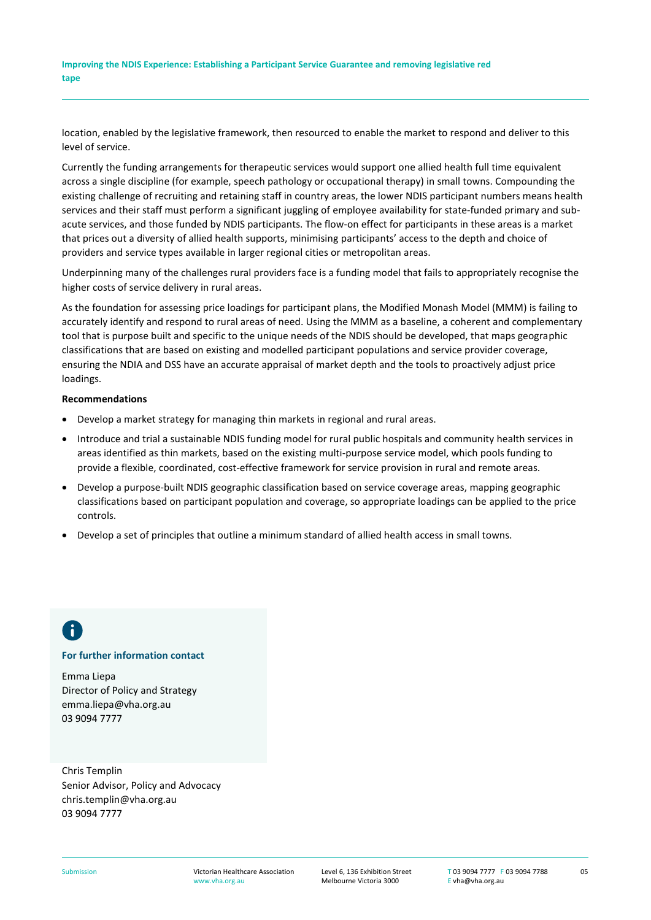location, enabled by the legislative framework, then resourced to enable the market to respond and deliver to this level of service.

Currently the funding arrangements for therapeutic services would support one allied health full time equivalent across a single discipline (for example, speech pathology or occupational therapy) in small towns. Compounding the existing challenge of recruiting and retaining staff in country areas, the lower NDIS participant numbers means health services and their staff must perform a significant juggling of employee availability for state-funded primary and sub-acute services, and those funded by NDIS participants. The flow-on effect for participants in these areas is a market that prices out a diversity of allied health supports, minimising participants' access to the depth and choice of providers and service types available in larger regional cities or metropolitan areas.

Underpinning many of the challenges rural providers face is a funding model that fails to appropriately recognise the higher costs of service delivery in rural areas.

As the foundation for assessing price loadings for participant plans, the Modified Monash Model (MMM) is failing to accurately identify and respond to rural areas of need. Using the MMM as a baseline, a coherent and complementary tool that is purpose built and specific to the unique needs of the NDIS should be developed, that maps geographic classifications that are based on existing and modelled participant populations and service provider coverage, ensuring the NDIA and DSS have an accurate appraisal of market depth and the tools to proactively adjust price loadings.

**Recommendations**

- Develop a market strategy for managing thin markets in regional and rural areas.
- Introduce and trial a sustainable NDIS funding model for rural public hospitals and community health services in areas identified as thin markets, based on the existing multi-purpose service model, which pools funding to provide a flexible, coordinated, cost-effective framework for service provision in rural and remote areas.
- Develop a purpose-built NDIS geographic classification based on service coverage areas, mapping geographic classifications based on participant population and coverage, so appropriate loadings can be applied to the price controls.
- Develop a set of principles that outline a minimum standard of allied health access in small towns.

**For further information contact**

Emma Liepa
Director of Policy and Strategy
emma.liepa@vha.org.au
03 9094 7777

Chris Templin
Senior Advisor, Policy and Advocacy
chris.templin@vha.org.au
03 9094 7777